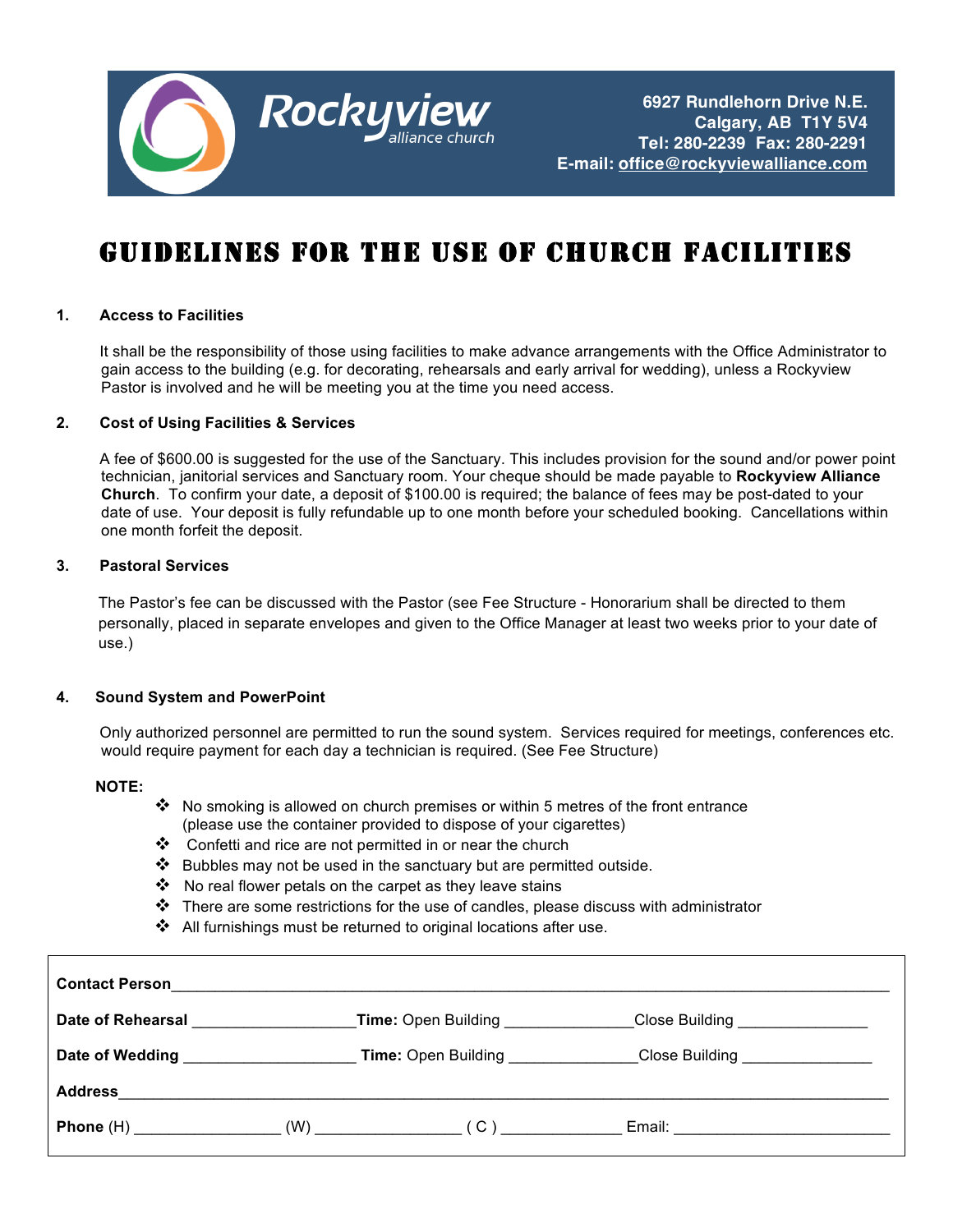**Rockyview** alliance church

**6927 Rundlehorn Drive N.E.**
**Calgary, AB T1Y 5V4**
**Tel: 280-2239 Fax: 280-2291**
**E-mail: office@rockyviewalliance.com**

# GUIDELINES FOR THE USE OF CHURCH FACILITIES

### 1. Access to Facilities

It shall be the responsibility of those using facilities to make advance arrangements with the Office Administrator to gain access to the building (e.g. for decorating, rehearsals and early arrival for wedding), unless a Rockyview Pastor is involved and he will be meeting you at the time you need access.

### 2. Cost of Using Facilities & Services

A fee of $600.00 is suggested for the use of the Sanctuary. This includes provision for the sound and/or power point technician, janitorial services and Sanctuary room. Your cheque should be made payable to **Rockyview Alliance Church**. To confirm your date, a deposit of $100.00 is required; the balance of fees may be post-dated to your date of use. Your deposit is fully refundable up to one month before your scheduled booking. Cancellations within one month forfeit the deposit.

### 3. Pastoral Services

The Pastor's fee can be discussed with the Pastor (see Fee Structure - Honorarium shall be directed to them personally, placed in separate envelopes and given to the Office Manager at least two weeks prior to your date of use.)

### 4. Sound System and PowerPoint

Only authorized personnel are permitted to run the sound system. Services required for meetings, conferences etc. would require payment for each day a technician is required. (See Fee Structure)

**NOTE:**

- No smoking is allowed on church premises or within 5 metres of the front entrance (please use the container provided to dispose of your cigarettes)
- Confetti and rice are not permitted in or near the church
- Bubbles may not be used in the sanctuary but are permitted outside.
- No real flower petals on the carpet as they leave stains
- There are some restrictions for the use of candles, please discuss with administrator
- All furnishings must be returned to original locations after use.

**Contact Person**\_\_\_\_\_\_\_\_\_\_\_\_\_\_\_\_\_\_\_\_\_\_\_\_\_\_\_\_\_\_\_\_\_\_\_\_\_\_\_\_\_\_\_\_\_\_\_\_\_\_\_\_

**Date of Rehearsal** \_\_\_\_\_\_\_\_\_\_\_\_\_\_\_\_\_\_ **Time:** Open Building \_\_\_\_\_\_\_\_\_\_\_\_\_\_\_ Close Building \_\_\_\_\_\_\_\_\_\_\_\_\_\_\_

**Date of Wedding** \_\_\_\_\_\_\_\_\_\_\_\_\_\_\_\_\_\_\_ **Time:** Open Building \_\_\_\_\_\_\_\_\_\_\_\_\_\_\_ Close Building \_\_\_\_\_\_\_\_\_\_\_\_\_\_\_

**Address**\_\_\_\_\_\_\_\_\_\_\_\_\_\_\_\_\_\_\_\_\_\_\_\_\_\_\_\_\_\_\_\_\_\_\_\_\_\_\_\_\_\_\_\_\_\_\_\_\_\_\_\_\_\_\_\_\_\_

**Phone** (H) \_\_\_\_\_\_\_\_\_\_\_\_\_\_\_\_ (W) \_\_\_\_\_\_\_\_\_\_\_\_\_\_\_\_ ( C ) \_\_\_\_\_\_\_\_\_\_\_\_\_\_ Email: \_\_\_\_\_\_\_\_\_\_\_\_\_\_\_\_\_\_\_\_\_\_\_\_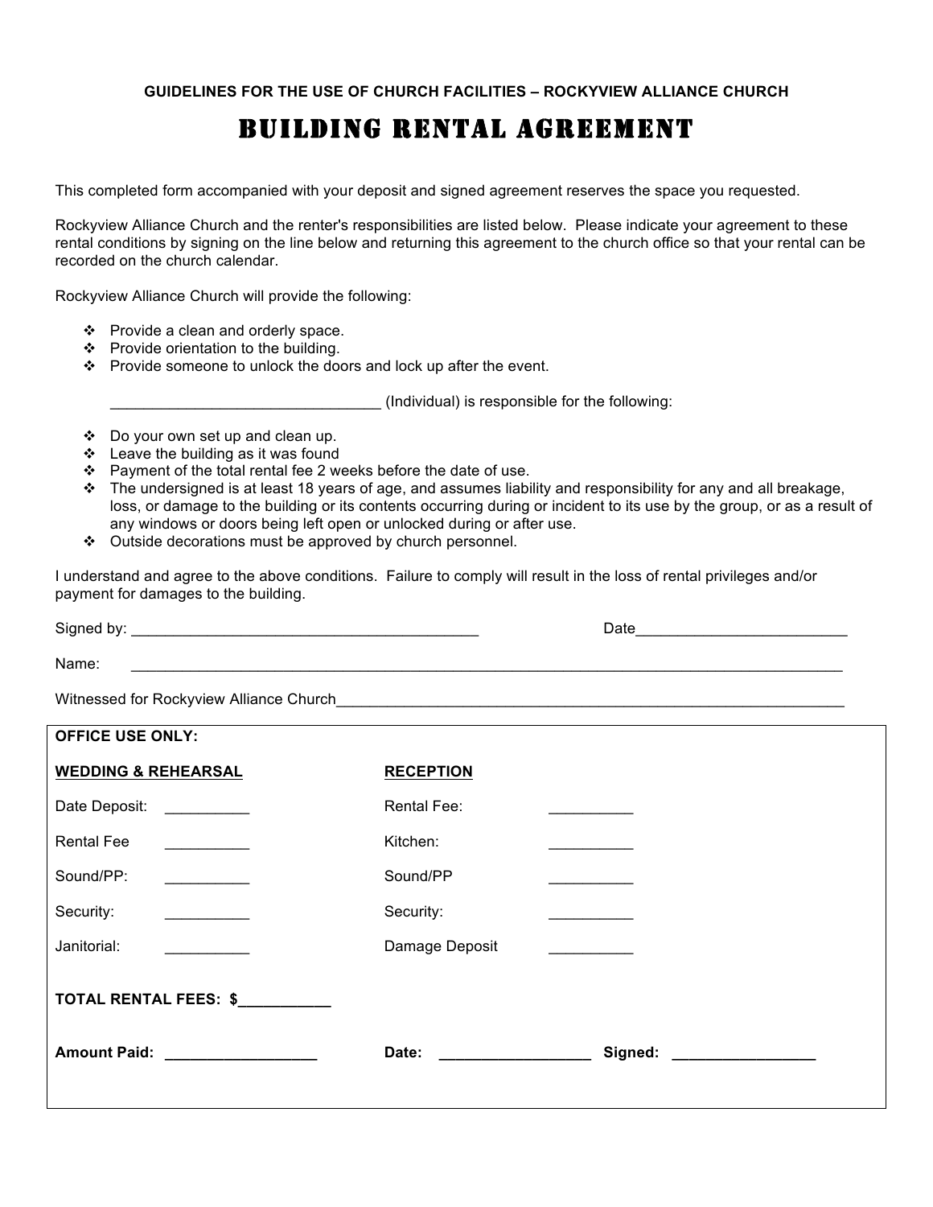GUIDELINES FOR THE USE OF CHURCH FACILITIES – ROCKYVIEW ALLIANCE CHURCH

# BUILDING RENTAL AGREEMENT

This completed form accompanied with your deposit and signed agreement reserves the space you requested.

Rockyview Alliance Church and the renter's responsibilities are listed below. Please indicate your agreement to these rental conditions by signing on the line below and returning this agreement to the church office so that your rental can be recorded on the church calendar.

Rockyview Alliance Church will provide the following:

- Provide a clean and orderly space.
- Provide orientation to the building.
- Provide someone to unlock the doors and lock up after the event.

________________________________ (Individual) is responsible for the following:

- Do your own set up and clean up.
- Leave the building as it was found
- Payment of the total rental fee 2 weeks before the date of use.
- The undersigned is at least 18 years of age, and assumes liability and responsibility for any and all breakage, loss, or damage to the building or its contents occurring during or incident to its use by the group, or as a result of any windows or doors being left open or unlocked during or after use.
- Outside decorations must be approved by church personnel.

I understand and agree to the above conditions. Failure to comply will result in the loss of rental privileges and/or payment for damages to the building.

Signed by: __________________________________________ Date_________________________

Name: ___________________________________________________________________________________

Witnessed for Rockyview Alliance Church______________________________________________________________

**OFFICE USE ONLY:**

| **WEDDING & REHEARSAL** | | **RECEPTION** | |
|---|---|---|---|
| Date Deposit: | __________ | Rental Fee: | __________ |
| Rental Fee | __________ | Kitchen: | __________ |
| Sound/PP: | __________ | Sound/PP | __________ |
| Security: | __________ | Security: | __________ |
| Janitorial: | __________ | Damage Deposit | __________ |

**TOTAL RENTAL FEES: $__________**

**Amount Paid:** __________________ **Date:** __________________ **Signed:** _________________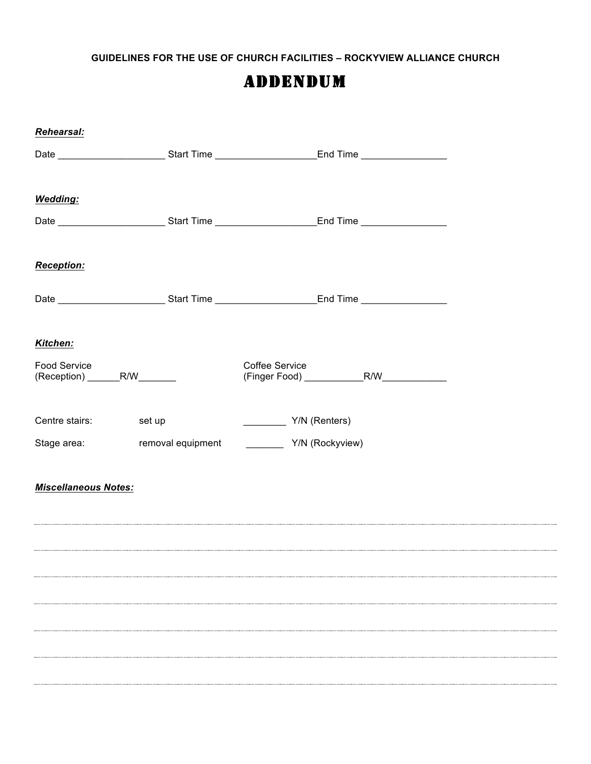**GUIDELINES FOR THE USE OF CHURCH FACILITIES – ROCKYVIEW ALLIANCE CHURCH**

# ADDENDUM

***Rehearsal:***

Date ____________________ Start Time ___________________End Time ________________

***Wedding:***

Date ____________________ Start Time ___________________End Time ________________

***Reception:***

Date ____________________ Start Time ___________________End Time ________________

***Kitchen:***

Food Service
(Reception) ______R/W_______

Coffee Service
(Finger Food) ___________R/W____________

Centre stairs: set up ________ Y/N (Renters)

Stage area: removal equipment _______ Y/N (Rockyview)

***Miscellaneous Notes:***

________________________________________________________________________________

________________________________________________________________________________

________________________________________________________________________________

________________________________________________________________________________

________________________________________________________________________________

________________________________________________________________________________

________________________________________________________________________________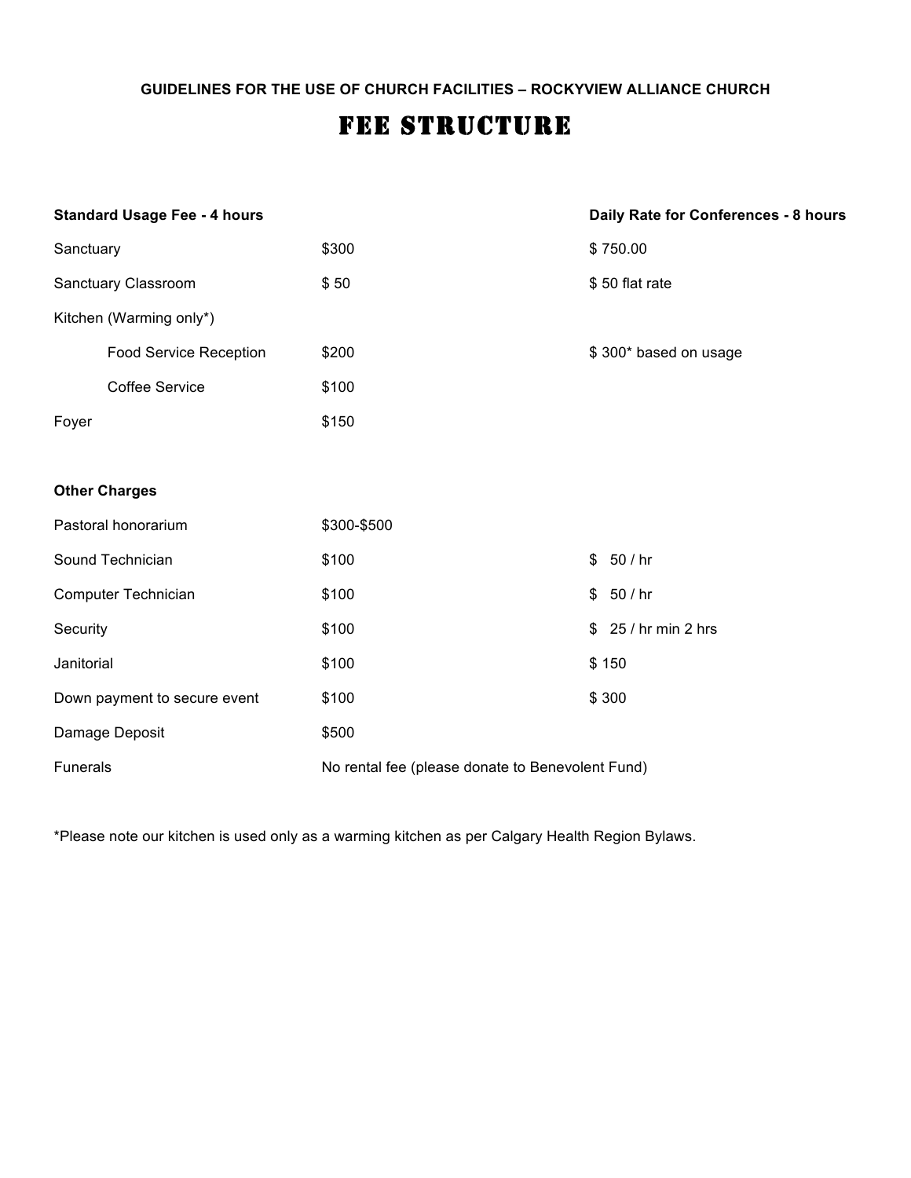**GUIDELINES FOR THE USE OF CHURCH FACILITIES – ROCKYVIEW ALLIANCE CHURCH**

# FEE STRUCTURE

| **Standard Usage Fee - 4 hours** | | **Daily Rate for Conferences - 8 hours** |
|---|---|---|
| Sanctuary | $300 | $ 750.00 |
| Sanctuary Classroom | $ 50 | $ 50 flat rate |
| Kitchen (Warming only*) | | |
| Food Service Reception | $200 | $ 300* based on usage |
| Coffee Service | $100 | |
| Foyer | $150 | |

| **Other Charges** | | |
|---|---|---|
| Pastoral honorarium | $300-$500 | |
| Sound Technician | $100 | $ 50 / hr |
| Computer Technician | $100 | $ 50 / hr |
| Security | $100 | $ 25 / hr min 2 hrs |
| Janitorial | $100 | $ 150 |
| Down payment to secure event | $100 | $ 300 |
| Damage Deposit | $500 | |
| Funerals | No rental fee (please donate to Benevolent Fund) | |

*Please note our kitchen is used only as a warming kitchen as per Calgary Health Region Bylaws.